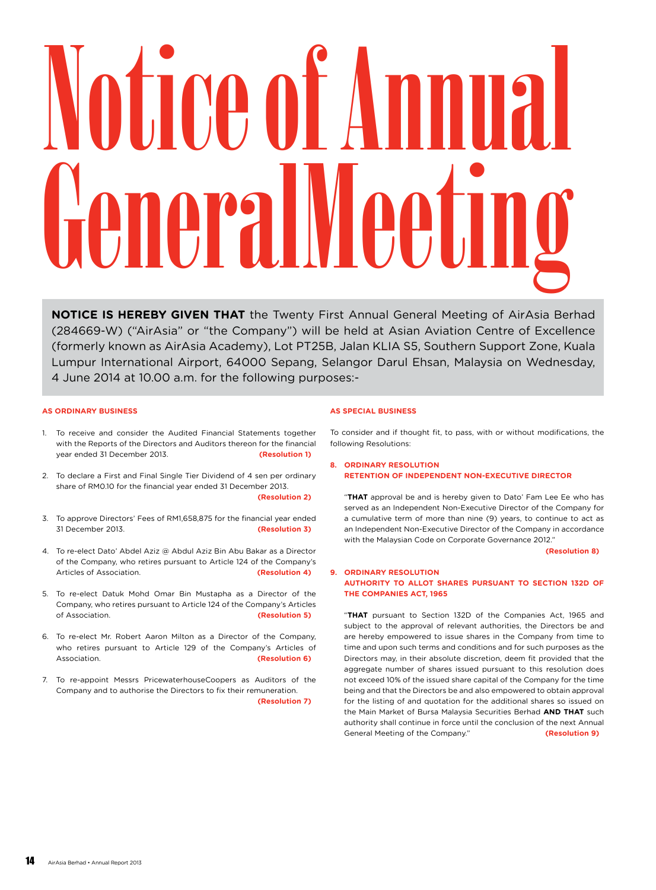# Notice of Annual General Meeting

**NOTICE IS HEREBY GIVEN THAT** the Twenty First Annual General Meeting of AirAsia Berhad (284669-W) ("AirAsia" or "the Company") will be held at Asian Aviation Centre of Excellence (formerly known as AirAsia Academy), Lot PT25B, Jalan KLIA S5, Southern Support Zone, Kuala Lumpur International Airport, 64000 Sepang, Selangor Darul Ehsan, Malaysia on Wednesday, 4 June 2014 at 10.00 a.m. for the following purposes:-

### AS ORDINARY BUSINESS

1. To receive and consider the Audited Financial Statements together with the Reports of the Directors and Auditors thereon for the financial year ended 31 December 2013. **(Resolution 1)**

2. To declare a First and Final Single Tier Dividend of 4 sen per ordinary share of RM0.10 for the financial year ended 31 December 2013. **(Resolution 2)**

3. To approve Directors' Fees of RM1,658,875 for the financial year ended 31 December 2013. **(Resolution 3)**

4. To re-elect Dato' Abdel Aziz @ Abdul Aziz Bin Abu Bakar as a Director of the Company, who retires pursuant to Article 124 of the Company's Articles of Association. **(Resolution 4)**

5. To re-elect Datuk Mohd Omar Bin Mustapha as a Director of the Company, who retires pursuant to Article 124 of the Company's Articles of Association. **(Resolution 5)**

6. To re-elect Mr. Robert Aaron Milton as a Director of the Company, who retires pursuant to Article 129 of the Company's Articles of Association. **(Resolution 6)**

7. To re-appoint Messrs PricewaterhouseCoopers as Auditors of the Company and to authorise the Directors to fix their remuneration. **(Resolution 7)**

### AS SPECIAL BUSINESS

To consider and if thought fit, to pass, with or without modifications, the following Resolutions:

**8. ORDINARY RESOLUTION**
**RETENTION OF INDEPENDENT NON-EXECUTIVE DIRECTOR**

"**THAT** approval be and is hereby given to Dato' Fam Lee Ee who has served as an Independent Non-Executive Director of the Company for a cumulative term of more than nine (9) years, to continue to act as an Independent Non-Executive Director of the Company in accordance with the Malaysian Code on Corporate Governance 2012." **(Resolution 8)**

**9. ORDINARY RESOLUTION**
**AUTHORITY TO ALLOT SHARES PURSUANT TO SECTION 132D OF THE COMPANIES ACT, 1965**

"**THAT** pursuant to Section 132D of the Companies Act, 1965 and subject to the approval of relevant authorities, the Directors be and are hereby empowered to issue shares in the Company from time to time and upon such terms and conditions and for such purposes as the Directors may, in their absolute discretion, deem fit provided that the aggregate number of shares issued pursuant to this resolution does not exceed 10% of the issued share capital of the Company for the time being and that the Directors be and also empowered to obtain approval for the listing of and quotation for the additional shares so issued on the Main Market of Bursa Malaysia Securities Berhad **AND THAT** such authority shall continue in force until the conclusion of the next Annual General Meeting of the Company." **(Resolution 9)**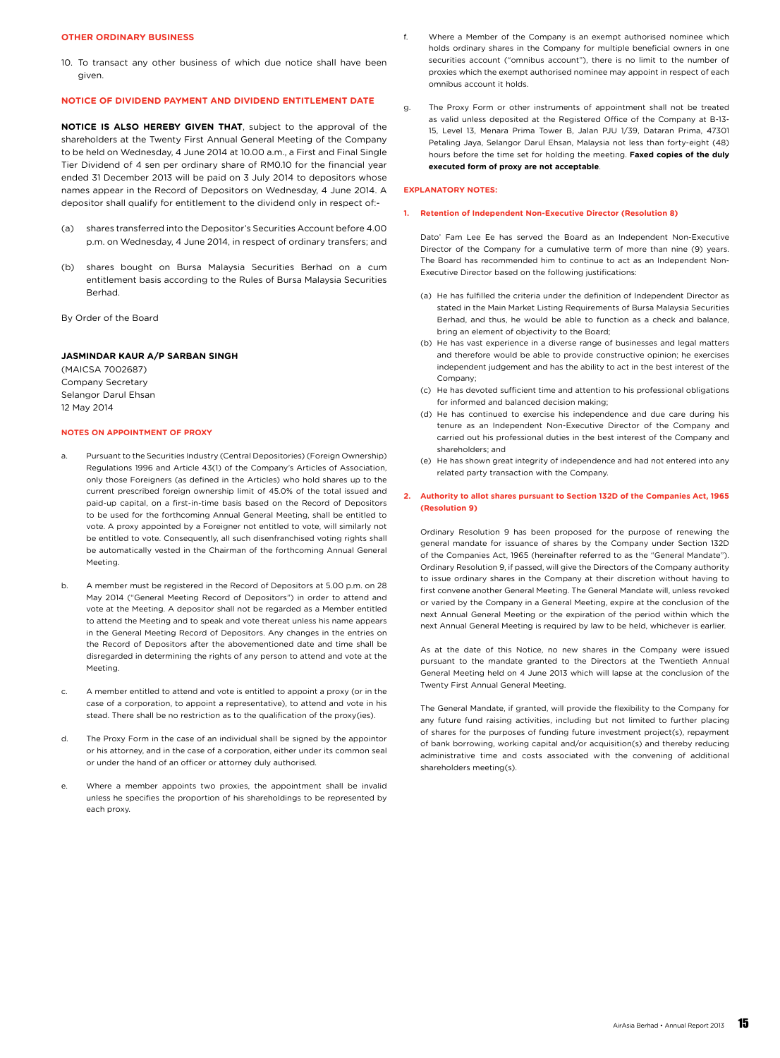### OTHER ORDINARY BUSINESS

10. To transact any other business of which due notice shall have been given.

### NOTICE OF DIVIDEND PAYMENT AND DIVIDEND ENTITLEMENT DATE

**NOTICE IS ALSO HEREBY GIVEN THAT**, subject to the approval of the shareholders at the Twenty First Annual General Meeting of the Company to be held on Wednesday, 4 June 2014 at 10.00 a.m., a First and Final Single Tier Dividend of 4 sen per ordinary share of RM0.10 for the financial year ended 31 December 2013 will be paid on 3 July 2014 to depositors whose names appear in the Record of Depositors on Wednesday, 4 June 2014. A depositor shall qualify for entitlement to the dividend only in respect of:-

(a) shares transferred into the Depositor's Securities Account before 4.00 p.m. on Wednesday, 4 June 2014, in respect of ordinary transfers; and

(b) shares bought on Bursa Malaysia Securities Berhad on a cum entitlement basis according to the Rules of Bursa Malaysia Securities Berhad.

By Order of the Board

**JASMINDAR KAUR A/P SARBAN SINGH**
(MAICSA 7002687)
Company Secretary
Selangor Darul Ehsan
12 May 2014

### NOTES ON APPOINTMENT OF PROXY

a. Pursuant to the Securities Industry (Central Depositories) (Foreign Ownership) Regulations 1996 and Article 43(1) of the Company's Articles of Association, only those Foreigners (as defined in the Articles) who hold shares up to the current prescribed foreign ownership limit of 45.0% of the total issued and paid-up capital, on a first-in-time basis based on the Record of Depositors to be used for the forthcoming Annual General Meeting, shall be entitled to vote. A proxy appointed by a Foreigner not entitled to vote, will similarly not be entitled to vote. Consequently, all such disenfranchised voting rights shall be automatically vested in the Chairman of the forthcoming Annual General Meeting.

b. A member must be registered in the Record of Depositors at 5.00 p.m. on 28 May 2014 ("General Meeting Record of Depositors") in order to attend and vote at the Meeting. A depositor shall not be regarded as a Member entitled to attend the Meeting and to speak and vote thereat unless his name appears in the General Meeting Record of Depositors. Any changes in the entries on the Record of Depositors after the abovementioned date and time shall be disregarded in determining the rights of any person to attend and vote at the Meeting.

c. A member entitled to attend and vote is entitled to appoint a proxy (or in the case of a corporation, to appoint a representative), to attend and vote in his stead. There shall be no restriction as to the qualification of the proxy(ies).

d. The Proxy Form in the case of an individual shall be signed by the appointor or his attorney, and in the case of a corporation, either under its common seal or under the hand of an officer or attorney duly authorised.

e. Where a member appoints two proxies, the appointment shall be invalid unless he specifies the proportion of his shareholdings to be represented by each proxy.

f. Where a Member of the Company is an exempt authorised nominee which holds ordinary shares in the Company for multiple beneficial owners in one securities account ("omnibus account"), there is no limit to the number of proxies which the exempt authorised nominee may appoint in respect of each omnibus account it holds.

g. The Proxy Form or other instruments of appointment shall not be treated as valid unless deposited at the Registered Office of the Company at B-13-15, Level 13, Menara Prima Tower B, Jalan PJU 1/39, Dataran Prima, 47301 Petaling Jaya, Selangor Darul Ehsan, Malaysia not less than forty-eight (48) hours before the time set for holding the meeting. **Faxed copies of the duly executed form of proxy are not acceptable**.

### EXPLANATORY NOTES:

#### 1. Retention of Independent Non-Executive Director (Resolution 8)

Dato' Fam Lee Ee has served the Board as an Independent Non-Executive Director of the Company for a cumulative term of more than nine (9) years. The Board has recommended him to continue to act as an Independent Non-Executive Director based on the following justifications:

(a) He has fulfilled the criteria under the definition of Independent Director as stated in the Main Market Listing Requirements of Bursa Malaysia Securities Berhad, and thus, he would be able to function as a check and balance, bring an element of objectivity to the Board;
(b) He has vast experience in a diverse range of businesses and legal matters and therefore would be able to provide constructive opinion; he exercises independent judgement and has the ability to act in the best interest of the Company;
(c) He has devoted sufficient time and attention to his professional obligations for informed and balanced decision making;
(d) He has continued to exercise his independence and due care during his tenure as an Independent Non-Executive Director of the Company and carried out his professional duties in the best interest of the Company and shareholders; and
(e) He has shown great integrity of independence and had not entered into any related party transaction with the Company.

#### 2. Authority to allot shares pursuant to Section 132D of the Companies Act, 1965 (Resolution 9)

Ordinary Resolution 9 has been proposed for the purpose of renewing the general mandate for issuance of shares by the Company under Section 132D of the Companies Act, 1965 (hereinafter referred to as the "General Mandate"). Ordinary Resolution 9, if passed, will give the Directors of the Company authority to issue ordinary shares in the Company at their discretion without having to first convene another General Meeting. The General Mandate will, unless revoked or varied by the Company in a General Meeting, expire at the conclusion of the next Annual General Meeting or the expiration of the period within which the next Annual General Meeting is required by law to be held, whichever is earlier.

As at the date of this Notice, no new shares in the Company were issued pursuant to the mandate granted to the Directors at the Twentieth Annual General Meeting held on 4 June 2013 which will lapse at the conclusion of the Twenty First Annual General Meeting.

The General Mandate, if granted, will provide the flexibility to the Company for any future fund raising activities, including but not limited to further placing of shares for the purposes of funding future investment project(s), repayment of bank borrowing, working capital and/or acquisition(s) and thereby reducing administrative time and costs associated with the convening of additional shareholders meeting(s).